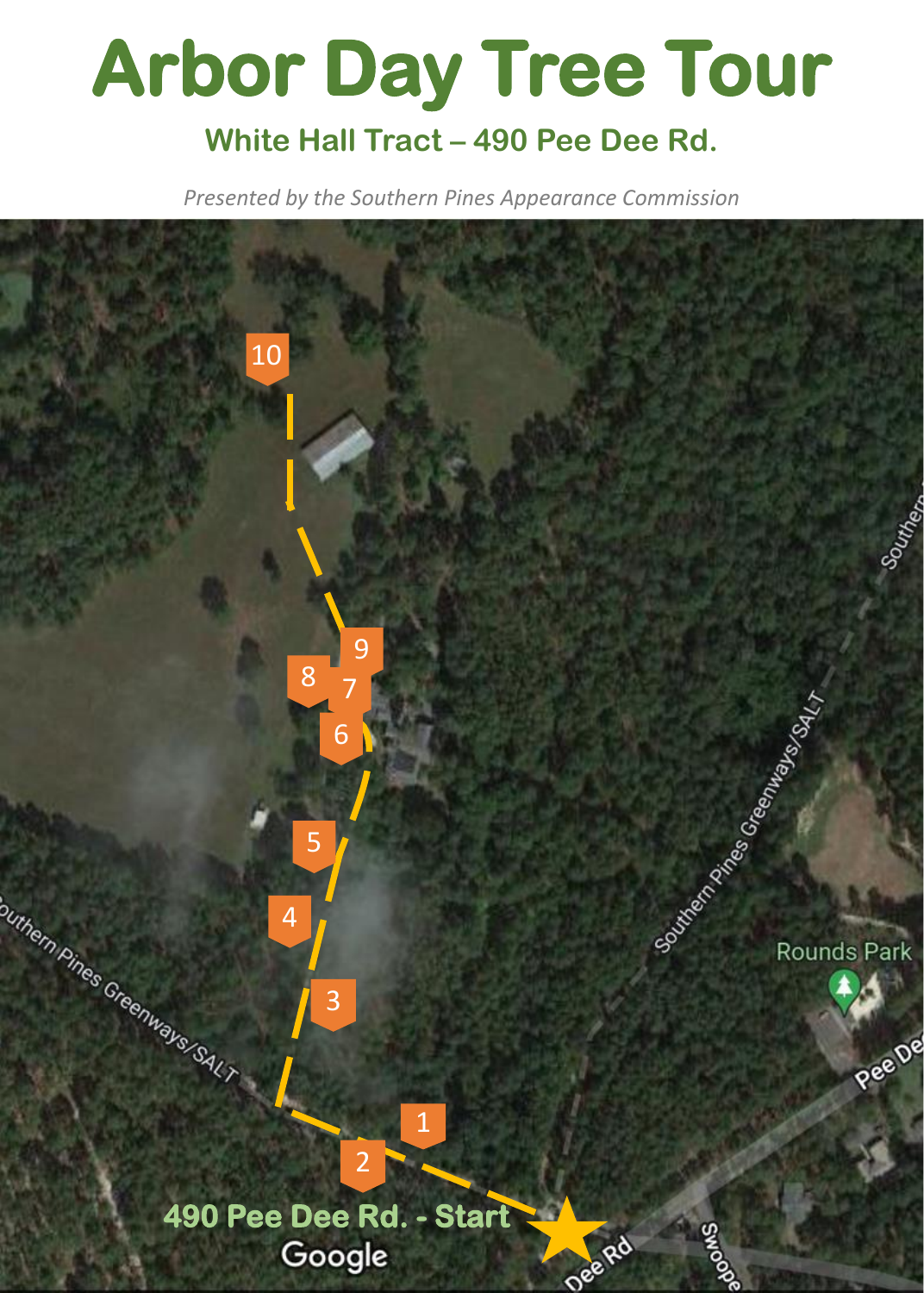# Arbor Day Tree Tour

## White Hall Tract – 490 Pee Dee Rd.

*Presented by the Southern Pines Appearance Commission*

10

9

8

7

6

5

4

3

1

2

490 Pee Dee Rd. - Start

Southern Pines Greenways/SALT

Southern Pines Greenways/SALT

Rounds Park

Pee Dee Rd

Swoope

Google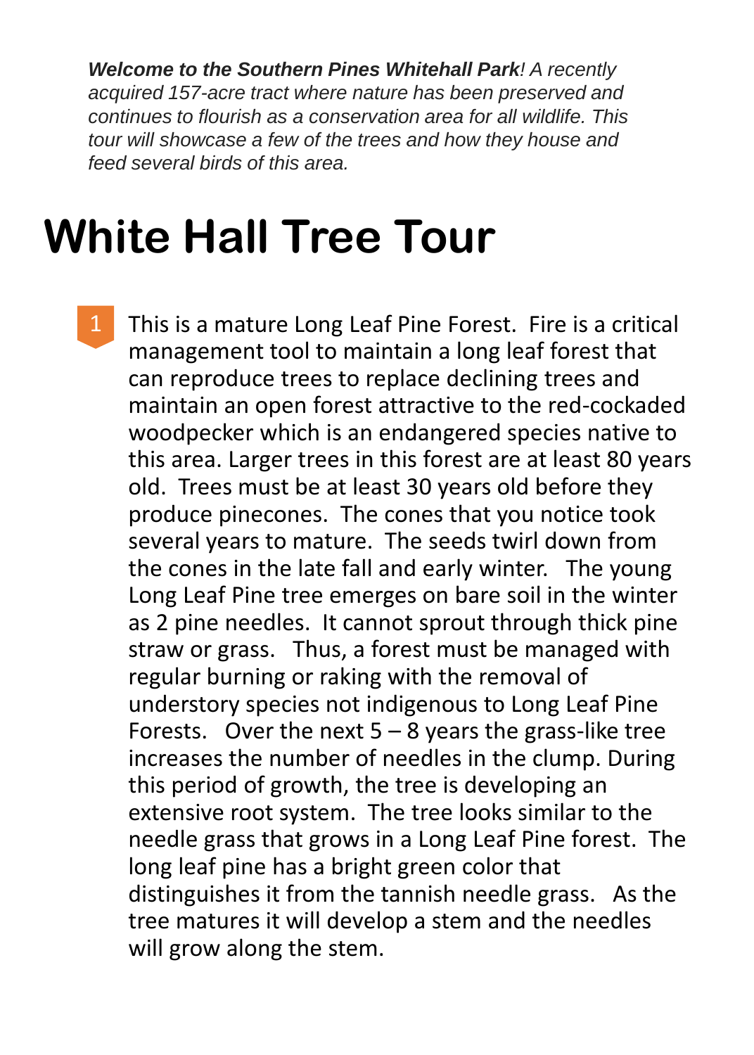***Welcome to the Southern Pines Whitehall Park**! A recently acquired 157-acre tract where nature has been preserved and continues to flourish as a conservation area for all wildlife. This tour will showcase a few of the trees and how they house and feed several birds of this area.*

# White Hall Tree Tour

1. This is a mature Long Leaf Pine Forest. Fire is a critical management tool to maintain a long leaf forest that can reproduce trees to replace declining trees and maintain an open forest attractive to the red-cockaded woodpecker which is an endangered species native to this area. Larger trees in this forest are at least 80 years old. Trees must be at least 30 years old before they produce pinecones. The cones that you notice took several years to mature. The seeds twirl down from the cones in the late fall and early winter. The young Long Leaf Pine tree emerges on bare soil in the winter as 2 pine needles. It cannot sprout through thick pine straw or grass. Thus, a forest must be managed with regular burning or raking with the removal of understory species not indigenous to Long Leaf Pine Forests. Over the next 5 – 8 years the grass-like tree increases the number of needles in the clump. During this period of growth, the tree is developing an extensive root system. The tree looks similar to the needle grass that grows in a Long Leaf Pine forest. The long leaf pine has a bright green color that distinguishes it from the tannish needle grass. As the tree matures it will develop a stem and the needles will grow along the stem.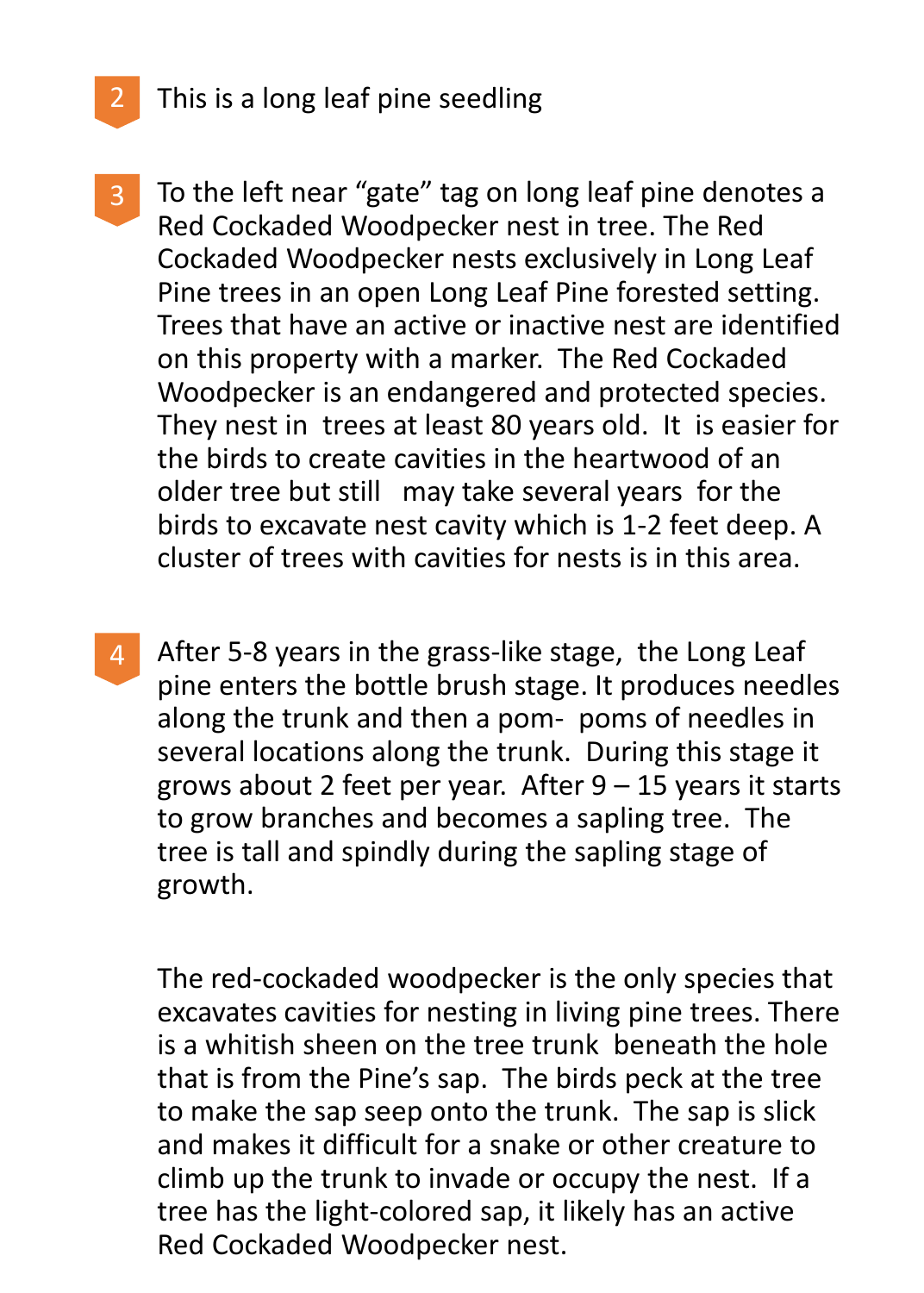2 This is a long leaf pine seedling

3 To the left near "gate" tag on long leaf pine denotes a Red Cockaded Woodpecker nest in tree. The Red Cockaded Woodpecker nests exclusively in Long Leaf Pine trees in an open Long Leaf Pine forested setting. Trees that have an active or inactive nest are identified on this property with a marker. The Red Cockaded Woodpecker is an endangered and protected species. They nest in trees at least 80 years old. It is easier for the birds to create cavities in the heartwood of an older tree but still may take several years for the birds to excavate nest cavity which is 1-2 feet deep. A cluster of trees with cavities for nests is in this area.

4 After 5-8 years in the grass-like stage, the Long Leaf pine enters the bottle brush stage. It produces needles along the trunk and then a pom- poms of needles in several locations along the trunk. During this stage it grows about 2 feet per year. After 9 – 15 years it starts to grow branches and becomes a sapling tree. The tree is tall and spindly during the sapling stage of growth.

The red-cockaded woodpecker is the only species that excavates cavities for nesting in living pine trees. There is a whitish sheen on the tree trunk beneath the hole that is from the Pine's sap. The birds peck at the tree to make the sap seep onto the trunk. The sap is slick and makes it difficult for a snake or other creature to climb up the trunk to invade or occupy the nest. If a tree has the light-colored sap, it likely has an active Red Cockaded Woodpecker nest.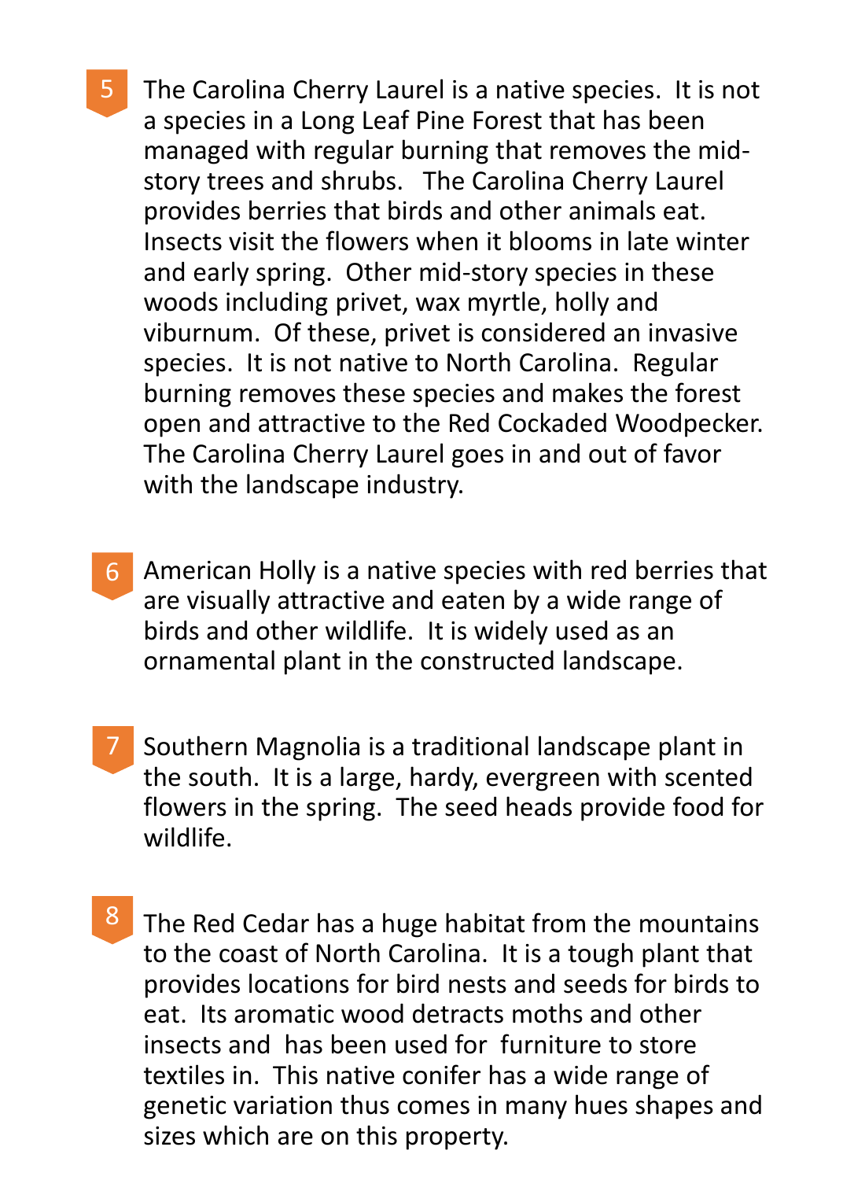5 The Carolina Cherry Laurel is a native species. It is not a species in a Long Leaf Pine Forest that has been managed with regular burning that removes the mid-story trees and shrubs. The Carolina Cherry Laurel provides berries that birds and other animals eat. Insects visit the flowers when it blooms in late winter and early spring. Other mid-story species in these woods including privet, wax myrtle, holly and viburnum. Of these, privet is considered an invasive species. It is not native to North Carolina. Regular burning removes these species and makes the forest open and attractive to the Red Cockaded Woodpecker. The Carolina Cherry Laurel goes in and out of favor with the landscape industry.

6 American Holly is a native species with red berries that are visually attractive and eaten by a wide range of birds and other wildlife. It is widely used as an ornamental plant in the constructed landscape.

7 Southern Magnolia is a traditional landscape plant in the south. It is a large, hardy, evergreen with scented flowers in the spring. The seed heads provide food for wildlife.

8 The Red Cedar has a huge habitat from the mountains to the coast of North Carolina. It is a tough plant that provides locations for bird nests and seeds for birds to eat. Its aromatic wood detracts moths and other insects and has been used for furniture to store textiles in. This native conifer has a wide range of genetic variation thus comes in many hues shapes and sizes which are on this property.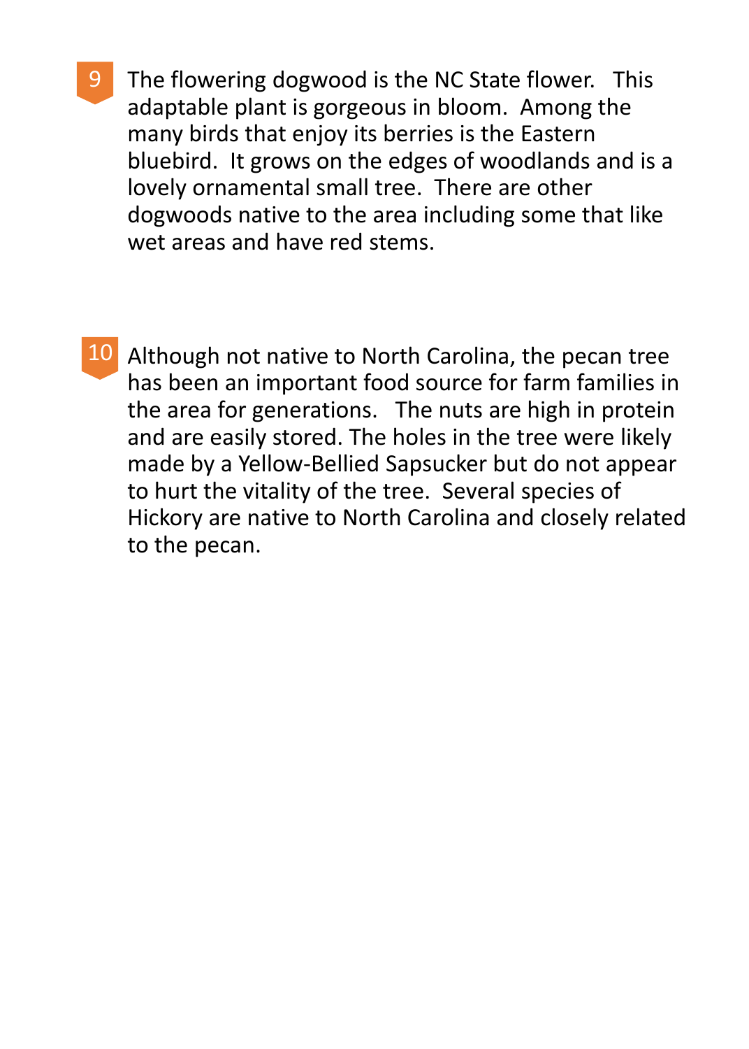9 The flowering dogwood is the NC State flower. This adaptable plant is gorgeous in bloom. Among the many birds that enjoy its berries is the Eastern bluebird. It grows on the edges of woodlands and is a lovely ornamental small tree. There are other dogwoods native to the area including some that like wet areas and have red stems.

10 Although not native to North Carolina, the pecan tree has been an important food source for farm families in the area for generations. The nuts are high in protein and are easily stored. The holes in the tree were likely made by a Yellow-Bellied Sapsucker but do not appear to hurt the vitality of the tree. Several species of Hickory are native to North Carolina and closely related to the pecan.